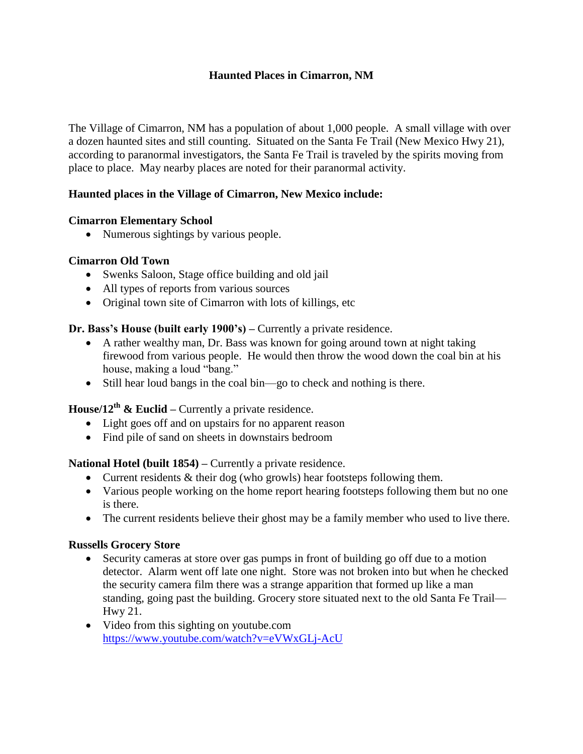# Haunted Places in Cimarron, NM

The Village of Cimarron, NM has a population of about 1,000 people. A small village with over a dozen haunted sites and still counting. Situated on the Santa Fe Trail (New Mexico Hwy 21), according to paranormal investigators, the Santa Fe Trail is traveled by the spirits moving from place to place. May nearby places are noted for their paranormal activity.

## Haunted places in the Village of Cimarron, New Mexico include:

**Cimarron Elementary School**

- Numerous sightings by various people.

**Cimarron Old Town**

- Swenks Saloon, Stage office building and old jail
- All types of reports from various sources
- Original town site of Cimarron with lots of killings, etc

**Dr. Bass's House (built early 1900's) –** Currently a private residence.

- A rather wealthy man, Dr. Bass was known for going around town at night taking firewood from various people. He would then throw the wood down the coal bin at his house, making a loud "bang."
- Still hear loud bangs in the coal bin—go to check and nothing is there.

**House/12th & Euclid –** Currently a private residence.

- Light goes off and on upstairs for no apparent reason
- Find pile of sand on sheets in downstairs bedroom

**National Hotel (built 1854) –** Currently a private residence.

- Current residents & their dog (who growls) hear footsteps following them.
- Various people working on the home report hearing footsteps following them but no one is there.
- The current residents believe their ghost may be a family member who used to live there.

**Russells Grocery Store**

- Security cameras at store over gas pumps in front of building go off due to a motion detector. Alarm went off late one night. Store was not broken into but when he checked the security camera film there was a strange apparition that formed up like a man standing, going past the building. Grocery store situated next to the old Santa Fe Trail—Hwy 21.
- Video from this sighting on youtube.com https://www.youtube.com/watch?v=eVWxGLj-AcU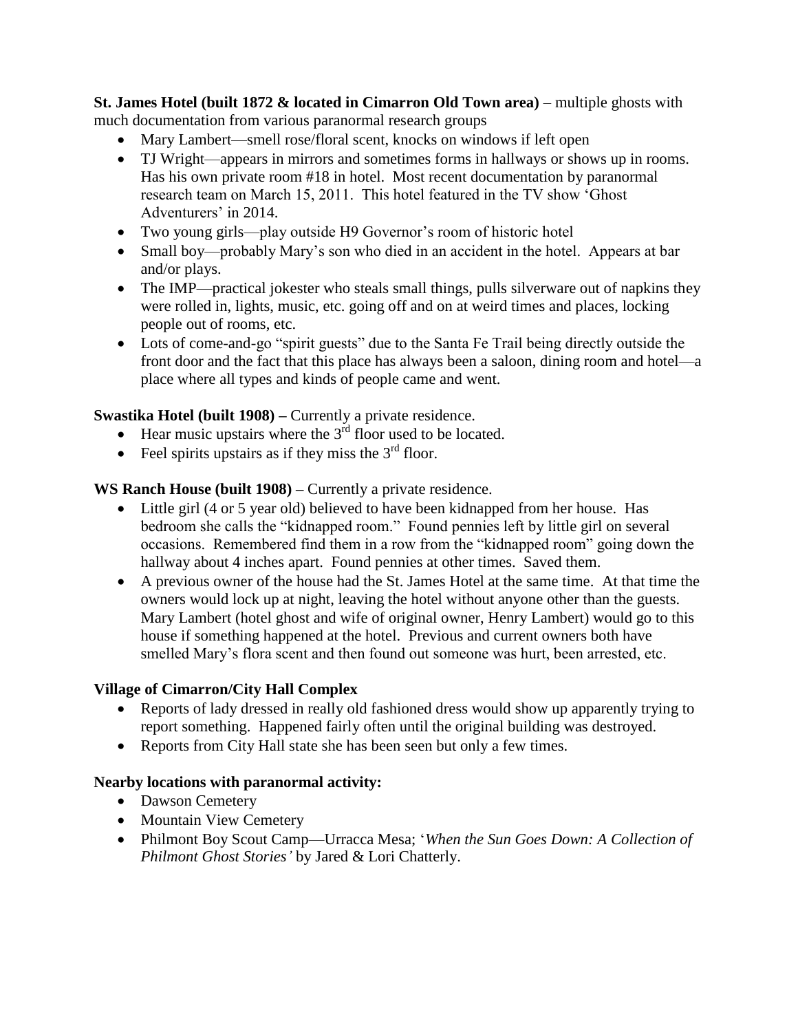**St. James Hotel (built 1872 & located in Cimarron Old Town area)** – multiple ghosts with much documentation from various paranormal research groups

- Mary Lambert—smell rose/floral scent, knocks on windows if left open
- TJ Wright—appears in mirrors and sometimes forms in hallways or shows up in rooms. Has his own private room #18 in hotel. Most recent documentation by paranormal research team on March 15, 2011. This hotel featured in the TV show 'Ghost Adventurers' in 2014.
- Two young girls—play outside H9 Governor's room of historic hotel
- Small boy—probably Mary's son who died in an accident in the hotel. Appears at bar and/or plays.
- The IMP—practical jokester who steals small things, pulls silverware out of napkins they were rolled in, lights, music, etc. going off and on at weird times and places, locking people out of rooms, etc.
- Lots of come-and-go "spirit guests" due to the Santa Fe Trail being directly outside the front door and the fact that this place has always been a saloon, dining room and hotel—a place where all types and kinds of people came and went.

**Swastika Hotel (built 1908) –** Currently a private residence.

- Hear music upstairs where the 3rd floor used to be located.
- Feel spirits upstairs as if they miss the 3rd floor.

**WS Ranch House (built 1908) –** Currently a private residence.

- Little girl (4 or 5 year old) believed to have been kidnapped from her house. Has bedroom she calls the "kidnapped room." Found pennies left by little girl on several occasions. Remembered find them in a row from the "kidnapped room" going down the hallway about 4 inches apart. Found pennies at other times. Saved them.
- A previous owner of the house had the St. James Hotel at the same time. At that time the owners would lock up at night, leaving the hotel without anyone other than the guests. Mary Lambert (hotel ghost and wife of original owner, Henry Lambert) would go to this house if something happened at the hotel. Previous and current owners both have smelled Mary's flora scent and then found out someone was hurt, been arrested, etc.

**Village of Cimarron/City Hall Complex**

- Reports of lady dressed in really old fashioned dress would show up apparently trying to report something. Happened fairly often until the original building was destroyed.
- Reports from City Hall state she has been seen but only a few times.

**Nearby locations with paranormal activity:**

- Dawson Cemetery
- Mountain View Cemetery
- Philmont Boy Scout Camp—Urracca Mesa; '*When the Sun Goes Down: A Collection of Philmont Ghost Stories'* by Jared & Lori Chatterly.